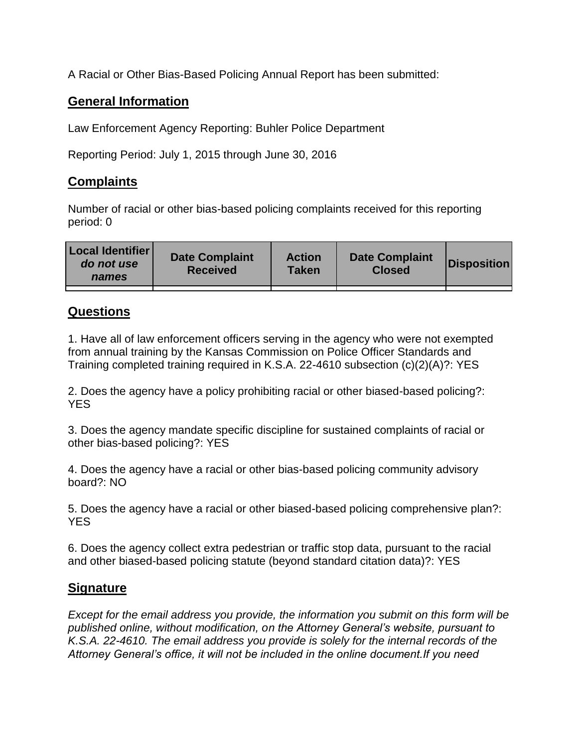A Racial or Other Bias-Based Policing Annual Report has been submitted:

## General Information

Law Enforcement Agency Reporting: Buhler Police Department

Reporting Period: July 1, 2015 through June 30, 2016

## Complaints

Number of racial or other bias-based policing complaints received for this reporting period: 0

| Local Identifier *do not use names* | Date Complaint Received | Action Taken | Date Complaint Closed | Disposition |
|---|---|---|---|---|
| | | | | |

## Questions

1. Have all of law enforcement officers serving in the agency who were not exempted from annual training by the Kansas Commission on Police Officer Standards and Training completed training required in K.S.A. 22-4610 subsection (c)(2)(A)?: YES

2. Does the agency have a policy prohibiting racial or other biased-based policing?: YES

3. Does the agency mandate specific discipline for sustained complaints of racial or other bias-based policing?: YES

4. Does the agency have a racial or other bias-based policing community advisory board?: NO

5. Does the agency have a racial or other biased-based policing comprehensive plan?: YES

6. Does the agency collect extra pedestrian or traffic stop data, pursuant to the racial and other biased-based policing statute (beyond standard citation data)?: YES

## Signature

*Except for the email address you provide, the information you submit on this form will be published online, without modification, on the Attorney General's website, pursuant to K.S.A. 22-4610. The email address you provide is solely for the internal records of the Attorney General's office, it will not be included in the online document.If you need*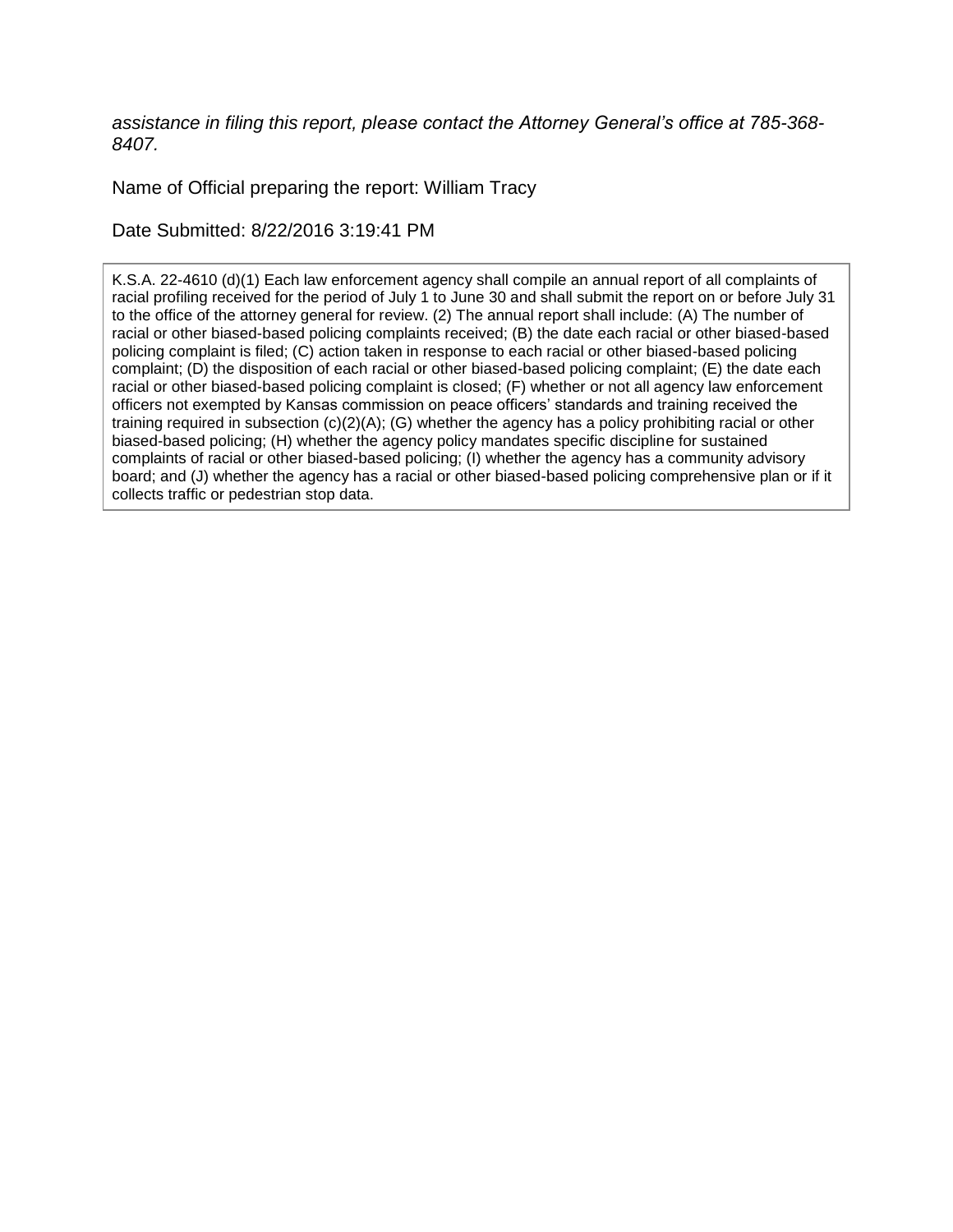*assistance in filing this report, please contact the Attorney General's office at 785-368-8407.*

Name of Official preparing the report: William Tracy

Date Submitted: 8/22/2016 3:19:41 PM

K.S.A. 22-4610 (d)(1) Each law enforcement agency shall compile an annual report of all complaints of racial profiling received for the period of July 1 to June 30 and shall submit the report on or before July 31 to the office of the attorney general for review. (2) The annual report shall include: (A) The number of racial or other biased-based policing complaints received; (B) the date each racial or other biased-based policing complaint is filed; (C) action taken in response to each racial or other biased-based policing complaint; (D) the disposition of each racial or other biased-based policing complaint; (E) the date each racial or other biased-based policing complaint is closed; (F) whether or not all agency law enforcement officers not exempted by Kansas commission on peace officers' standards and training received the training required in subsection (c)(2)(A); (G) whether the agency has a policy prohibiting racial or other biased-based policing; (H) whether the agency policy mandates specific discipline for sustained complaints of racial or other biased-based policing; (I) whether the agency has a community advisory board; and (J) whether the agency has a racial or other biased-based policing comprehensive plan or if it collects traffic or pedestrian stop data.